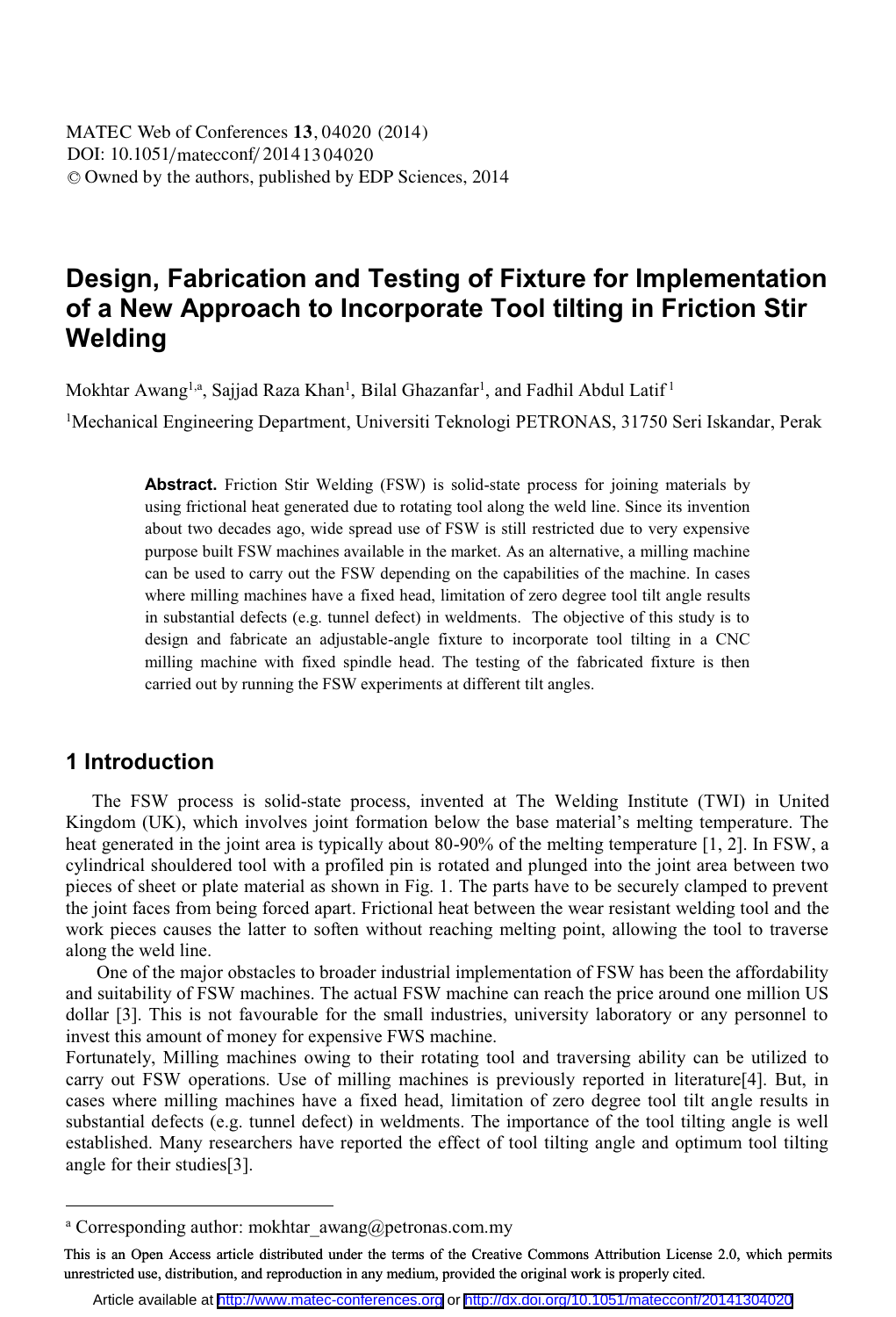# Design, Fabrication and Testing of Fixture for Implementation of a New Approach to Incorporate Tool tilting in Friction Stir Welding

Mokhtar Awang[1,a], Sajjad Raza Khan[1], Bilal Ghazanfar[1], and Fadhil Abdul Latif[1]

[1]Mechanical Engineering Department, Universiti Teknologi PETRONAS, 31750 Seri Iskandar, Perak

**Abstract.** Friction Stir Welding (FSW) is solid-state process for joining materials by using frictional heat generated due to rotating tool along the weld line. Since its invention about two decades ago, wide spread use of FSW is still restricted due to very expensive purpose built FSW machines available in the market. As an alternative, a milling machine can be used to carry out the FSW depending on the capabilities of the machine. In cases where milling machines have a fixed head, limitation of zero degree tool tilt angle results in substantial defects (e.g. tunnel defect) in weldments. The objective of this study is to design and fabricate an adjustable-angle fixture to incorporate tool tilting in a CNC milling machine with fixed spindle head. The testing of the fabricated fixture is then carried out by running the FSW experiments at different tilt angles.

## 1 Introduction

The FSW process is solid-state process, invented at The Welding Institute (TWI) in United Kingdom (UK), which involves joint formation below the base material's melting temperature. The heat generated in the joint area is typically about 80-90% of the melting temperature [1, 2]. In FSW, a cylindrical shouldered tool with a profiled pin is rotated and plunged into the joint area between two pieces of sheet or plate material as shown in Fig. 1. The parts have to be securely clamped to prevent the joint faces from being forced apart. Frictional heat between the wear resistant welding tool and the work pieces causes the latter to soften without reaching melting point, allowing the tool to traverse along the weld line.

One of the major obstacles to broader industrial implementation of FSW has been the affordability and suitability of FSW machines. The actual FSW machine can reach the price around one million US dollar [3]. This is not favourable for the small industries, university laboratory or any personnel to invest this amount of money for expensive FWS machine.

Fortunately, Milling machines owing to their rotating tool and traversing ability can be utilized to carry out FSW operations. Use of milling machines is previously reported in literature[4]. But, in cases where milling machines have a fixed head, limitation of zero degree tool tilt angle results in substantial defects (e.g. tunnel defect) in weldments. The importance of the tool tilting angle is well established. Many researchers have reported the effect of tool tilting angle and optimum tool tilting angle for their studies[3].

---

[a] Corresponding author: mokhtar_awang@petronas.com.my

This is an Open Access article distributed under the terms of the Creative Commons Attribution License 2.0, which permits unrestricted use, distribution, and reproduction in any medium, provided the original work is properly cited.

Article available at http://www.matec-conferences.org or http://dx.doi.org/10.1051/matecconf/20141304020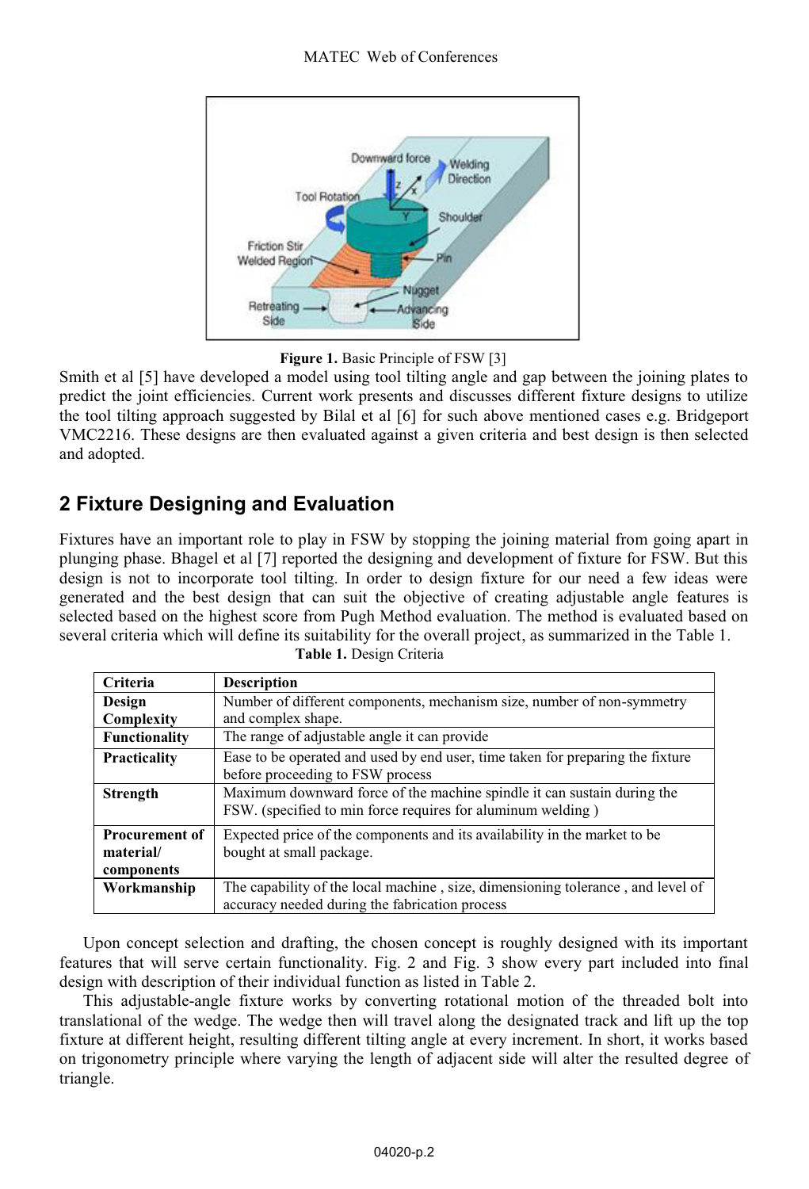Figure 1. Basic Principle of FSW [3]

Smith et al [5] have developed a model using tool tilting angle and gap between the joining plates to predict the joint efficiencies. Current work presents and discusses different fixture designs to utilize the tool tilting approach suggested by Bilal et al [6] for such above mentioned cases e.g. Bridgeport VMC2216. These designs are then evaluated against a given criteria and best design is then selected and adopted.

## 2 Fixture Designing and Evaluation

Fixtures have an important role to play in FSW by stopping the joining material from going apart in plunging phase. Bhagel et al [7] reported the designing and development of fixture for FSW. But this design is not to incorporate tool tilting. In order to design fixture for our need a few ideas were generated and the best design that can suit the objective of creating adjustable angle features is selected based on the highest score from Pugh Method evaluation. The method is evaluated based on several criteria which will define its suitability for the overall project, as summarized in the Table 1.

**Table 1.** Design Criteria

| Criteria | Description |
| --- | --- |
| **Design Complexity** | Number of different components, mechanism size, number of non-symmetry and complex shape. |
| **Functionality** | The range of adjustable angle it can provide |
| **Practicality** | Ease to be operated and used by end user, time taken for preparing the fixture before proceeding to FSW process |
| **Strength** | Maximum downward force of the machine spindle it can sustain during the FSW. (specified to min force requires for aluminum welding ) |
| **Procurement of material/ components** | Expected price of the components and its availability in the market to be bought at small package. |
| **Workmanship** | The capability of the local machine , size, dimensioning tolerance , and level of accuracy needed during the fabrication process |

Upon concept selection and drafting, the chosen concept is roughly designed with its important features that will serve certain functionality. Fig. 2 and Fig. 3 show every part included into final design with description of their individual function as listed in Table 2.

This adjustable-angle fixture works by converting rotational motion of the threaded bolt into translational of the wedge. The wedge then will travel along the designated track and lift up the top fixture at different height, resulting different tilting angle at every increment. In short, it works based on trigonometry principle where varying the length of adjacent side will alter the resulted degree of triangle.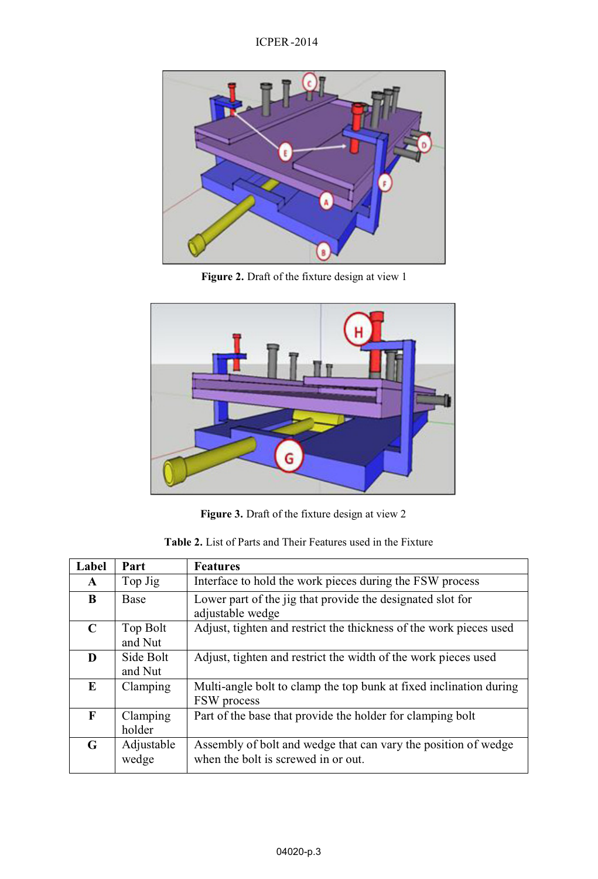**Figure 2.** Draft of the fixture design at view 1

**Figure 3.** Draft of the fixture design at view 2

**Table 2.** List of Parts and Their Features used in the Fixture

| Label | Part | Features |
|---|---|---|
| **A** | Top Jig | Interface to hold the work pieces during the FSW process |
| **B** | Base | Lower part of the jig that provide the designated slot for adjustable wedge |
| **C** | Top Bolt and Nut | Adjust, tighten and restrict the thickness of the work pieces used |
| **D** | Side Bolt and Nut | Adjust, tighten and restrict the width of the work pieces used |
| **E** | Clamping | Multi-angle bolt to clamp the top bunk at fixed inclination during FSW process |
| **F** | Clamping holder | Part of the base that provide the holder for clamping bolt |
| **G** | Adjustable wedge | Assembly of bolt and wedge that can vary the position of wedge when the bolt is screwed in or out. |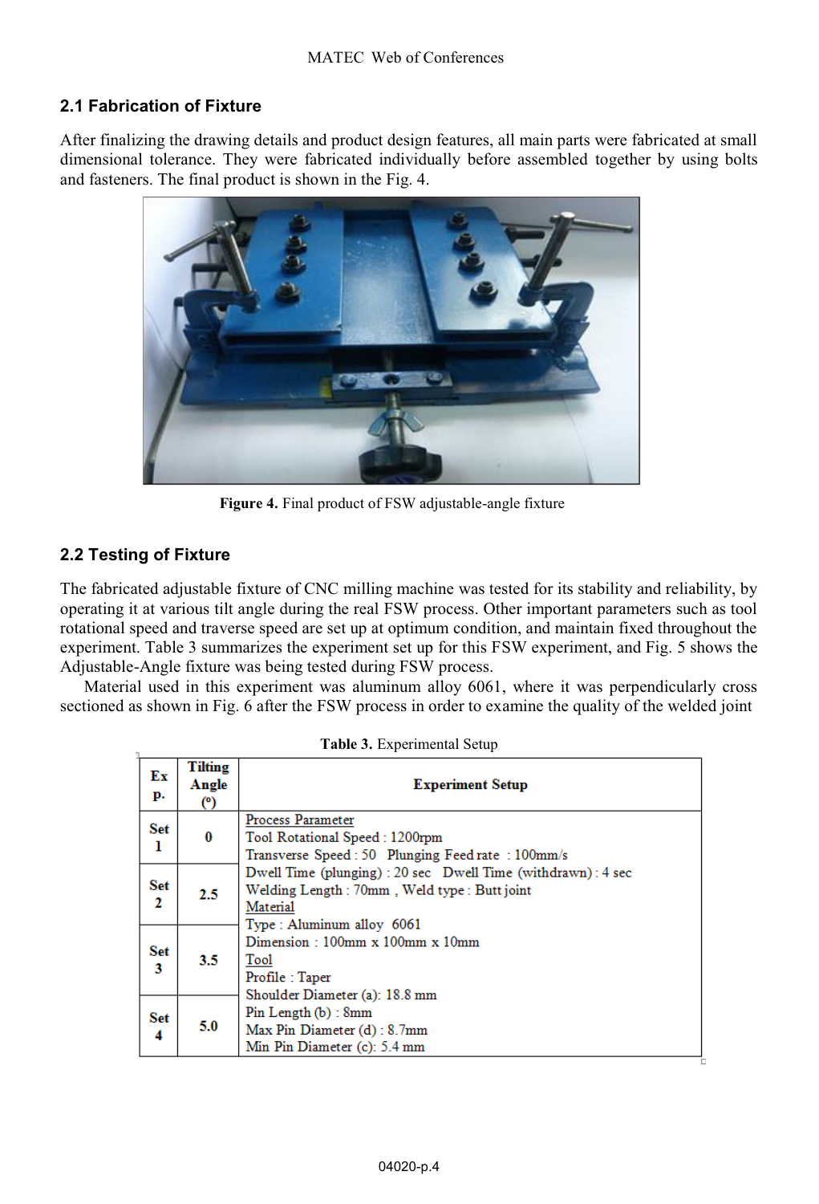## 2.1 Fabrication of Fixture

After finalizing the drawing details and product design features, all main parts were fabricated at small dimensional tolerance. They were fabricated individually before assembled together by using bolts and fasteners. The final product is shown in the Fig. 4.

**Figure 4.** Final product of FSW adjustable-angle fixture

## 2.2 Testing of Fixture

The fabricated adjustable fixture of CNC milling machine was tested for its stability and reliability, by operating it at various tilt angle during the real FSW process. Other important parameters such as tool rotational speed and traverse speed are set up at optimum condition, and maintain fixed throughout the experiment. Table 3 summarizes the experiment set up for this FSW experiment, and Fig. 5 shows the Adjustable-Angle fixture was being tested during FSW process.

Material used in this experiment was aluminum alloy 6061, where it was perpendicularly cross sectioned as shown in Fig. 6 after the FSW process in order to examine the quality of the welded joint

**Table 3.** Experimental Setup

| Exp. | Tilting Angle (º) | Experiment Setup |
|---|---|---|
| Set 1 | 0 | Process Parameter<br>Tool Rotational Speed : 1200rpm<br>Transverse Speed : 50 Plunging Feed rate : 100mm/s<br>Dwell Time (plunging) : 20 sec Dwell Time (withdrawn) : 4 sec<br>Welding Length : 70mm , Weld type : Butt joint<br>Material<br>Type : Aluminum alloy 6061<br>Dimension : 100mm x 100mm x 10mm<br>Tool<br>Profile : Taper<br>Shoulder Diameter (a): 18.8 mm<br>Pin Length (b) : 8mm<br>Max Pin Diameter (d) : 8.7mm<br>Min Pin Diameter (c): 5.4 mm |
| Set 2 | 2.5 | |
| Set 3 | 3.5 | |
| Set 4 | 5.0 | |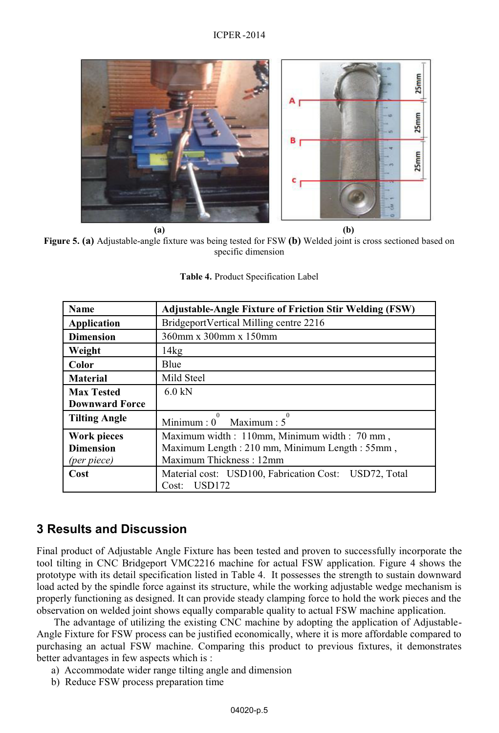(a) (b)

**Figure 5. (a)** Adjustable-angle fixture was being tested for FSW **(b)** Welded joint is cross sectioned based on specific dimension

**Table 4.** Product Specification Label

| **Name** | **Adjustable-Angle Fixture of Friction Stir Welding (FSW)** |
|---|---|
| **Application** | BridgeportVertical Milling centre 2216 |
| **Dimension** | 360mm x 300mm x 150mm |
| **Weight** | 14kg |
| **Color** | Blue |
| **Material** | Mild Steel |
| **Max Tested Downward Force** | 6.0 kN |
| **Tilting Angle** | Minimum : $0^0$ Maximum : $5^0$ |
| **Work pieces Dimension** *(per piece)* | Maximum width : 110mm, Minimum width : 70 mm , Maximum Length : 210 mm, Minimum Length : 55mm , Maximum Thickness : 12mm |
| **Cost** | Material cost: USD100, Fabrication Cost: USD72, Total Cost: USD172 |

## 3 Results and Discussion

Final product of Adjustable Angle Fixture has been tested and proven to successfully incorporate the tool tilting in CNC Bridgeport VMC2216 machine for actual FSW application. Figure 4 shows the prototype with its detail specification listed in Table 4. It possesses the strength to sustain downward load acted by the spindle force against its structure, while the working adjustable wedge mechanism is properly functioning as designed. It can provide steady clamping force to hold the work pieces and the observation on welded joint shows equally comparable quality to actual FSW machine application.

The advantage of utilizing the existing CNC machine by adopting the application of Adjustable-Angle Fixture for FSW process can be justified economically, where it is more affordable compared to purchasing an actual FSW machine. Comparing this product to previous fixtures, it demonstrates better advantages in few aspects which is :

a) Accommodate wider range tilting angle and dimension
b) Reduce FSW process preparation time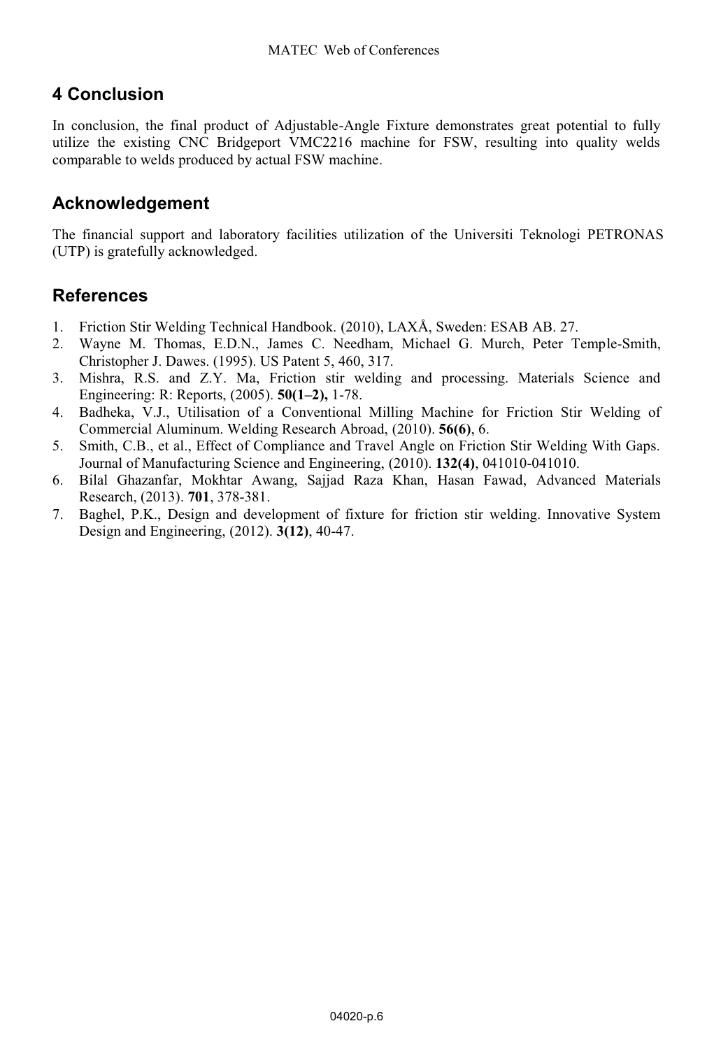## 4 Conclusion

In conclusion, the final product of Adjustable-Angle Fixture demonstrates great potential to fully utilize the existing CNC Bridgeport VMC2216 machine for FSW, resulting into quality welds comparable to welds produced by actual FSW machine.

## Acknowledgement

The financial support and laboratory facilities utilization of the Universiti Teknologi PETRONAS (UTP) is gratefully acknowledged.

## References

1. Friction Stir Welding Technical Handbook. (2010), LAXÅ, Sweden: ESAB AB. 27.
2. Wayne M. Thomas, E.D.N., James C. Needham, Michael G. Murch, Peter Temple-Smith, Christopher J. Dawes. (1995). US Patent 5, 460, 317.
3. Mishra, R.S. and Z.Y. Ma, Friction stir welding and processing. Materials Science and Engineering: R: Reports, (2005). **50(1–2),** 1-78.
4. Badheka, V.J., Utilisation of a Conventional Milling Machine for Friction Stir Welding of Commercial Aluminum. Welding Research Abroad, (2010). **56(6)**, 6.
5. Smith, C.B., et al., Effect of Compliance and Travel Angle on Friction Stir Welding With Gaps. Journal of Manufacturing Science and Engineering, (2010). **132(4)**, 041010-041010.
6. Bilal Ghazanfar, Mokhtar Awang, Sajjad Raza Khan, Hasan Fawad, Advanced Materials Research, (2013). **701**, 378-381.
7. Baghel, P.K., Design and development of fixture for friction stir welding. Innovative System Design and Engineering, (2012). **3(12)**, 40-47.